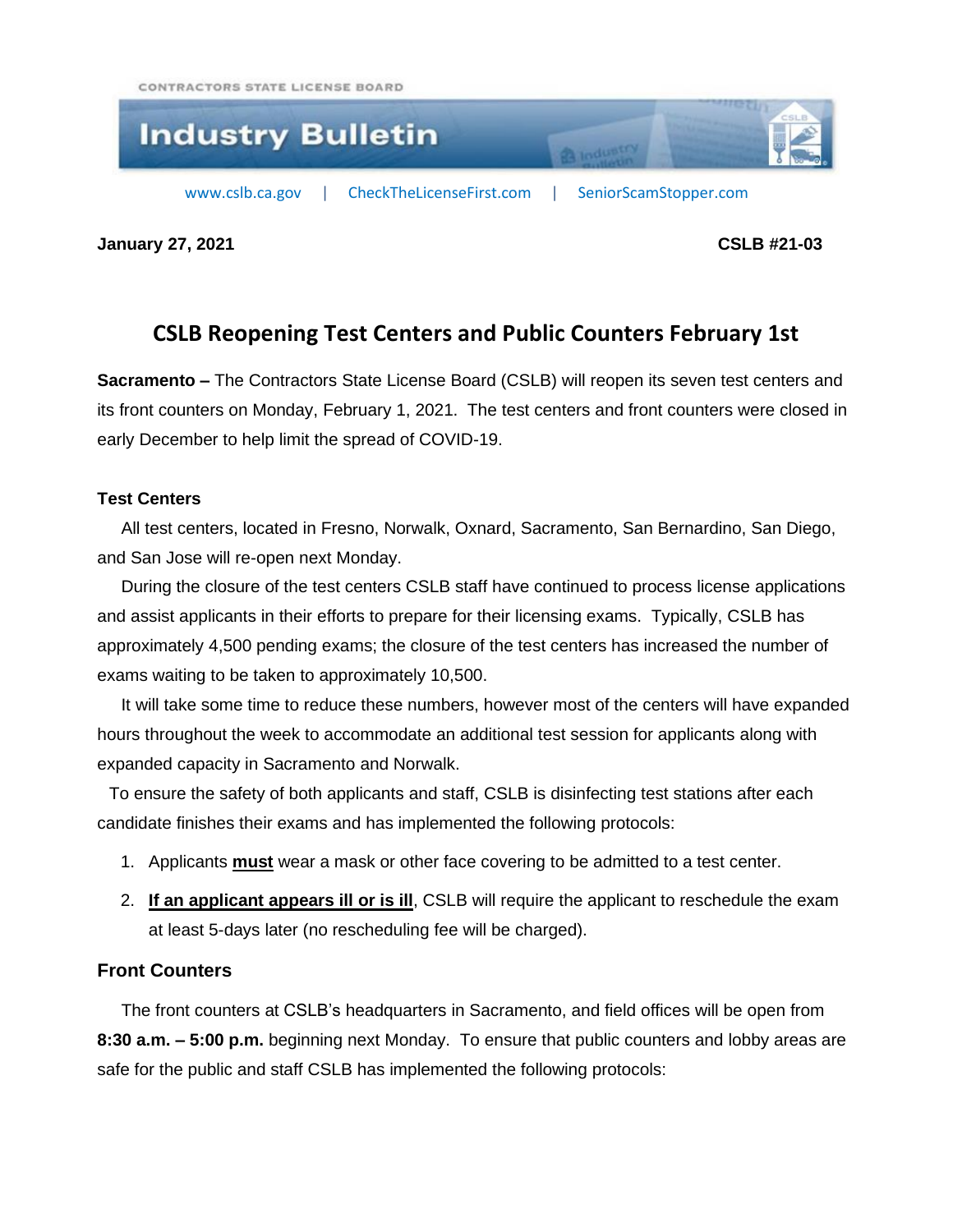CONTRACTORS STATE LICENSE BOARD

**Industry Bulletin**

www.cslb.ca.gov | CheckTheLicenseFirst.com | SeniorScamStopper.com

**January 27, 2021** **CSLB #21-03**

# CSLB Reopening Test Centers and Public Counters February 1st

**Sacramento –** The Contractors State License Board (CSLB) will reopen its seven test centers and its front counters on Monday, February 1, 2021. The test centers and front counters were closed in early December to help limit the spread of COVID-19.

### Test Centers

All test centers, located in Fresno, Norwalk, Oxnard, Sacramento, San Bernardino, San Diego, and San Jose will re-open next Monday.

During the closure of the test centers CSLB staff have continued to process license applications and assist applicants in their efforts to prepare for their licensing exams. Typically, CSLB has approximately 4,500 pending exams; the closure of the test centers has increased the number of exams waiting to be taken to approximately 10,500.

It will take some time to reduce these numbers, however most of the centers will have expanded hours throughout the week to accommodate an additional test session for applicants along with expanded capacity in Sacramento and Norwalk.

To ensure the safety of both applicants and staff, CSLB is disinfecting test stations after each candidate finishes their exams and has implemented the following protocols:

1. Applicants **must** wear a mask or other face covering to be admitted to a test center.
2. **If an applicant appears ill or is ill**, CSLB will require the applicant to reschedule the exam at least 5-days later (no rescheduling fee will be charged).

### Front Counters

The front counters at CSLB's headquarters in Sacramento, and field offices will be open from **8:30 a.m. – 5:00 p.m.** beginning next Monday. To ensure that public counters and lobby areas are safe for the public and staff CSLB has implemented the following protocols: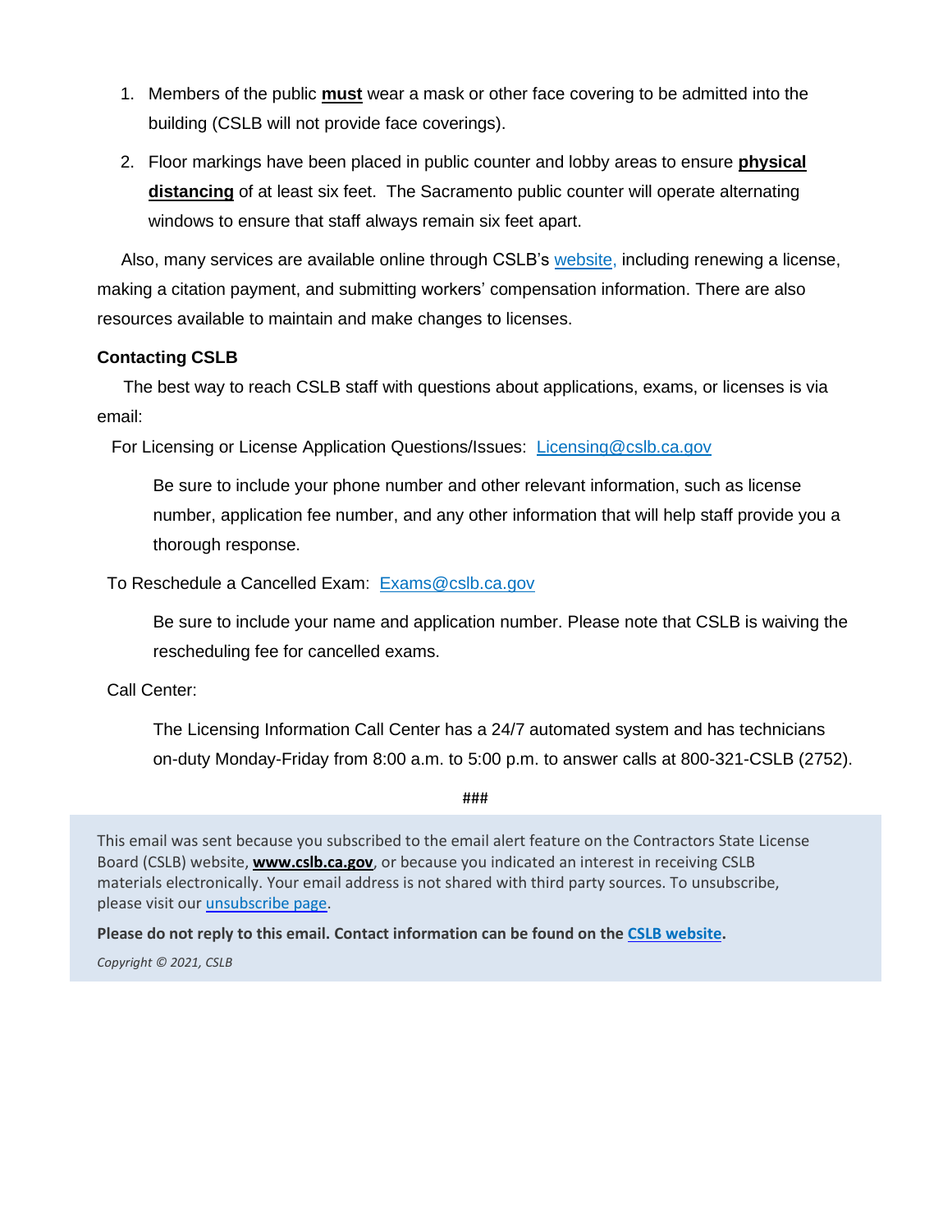1. Members of the public **must** wear a mask or other face covering to be admitted into the building (CSLB will not provide face coverings).
2. Floor markings have been placed in public counter and lobby areas to ensure **physical distancing** of at least six feet. The Sacramento public counter will operate alternating windows to ensure that staff always remain six feet apart.

Also, many services are available online through CSLB's website, including renewing a license, making a citation payment, and submitting workers' compensation information. There are also resources available to maintain and make changes to licenses.

**Contacting CSLB**

The best way to reach CSLB staff with questions about applications, exams, or licenses is via email:

For Licensing or License Application Questions/Issues: Licensing@cslb.ca.gov

> Be sure to include your phone number and other relevant information, such as license number, application fee number, and any other information that will help staff provide you a thorough response.

To Reschedule a Cancelled Exam: Exams@cslb.ca.gov

> Be sure to include your name and application number. Please note that CSLB is waiving the rescheduling fee for cancelled exams.

Call Center:

> The Licensing Information Call Center has a 24/7 automated system and has technicians on-duty Monday-Friday from 8:00 a.m. to 5:00 p.m. to answer calls at 800-321-CSLB (2752).

###

This email was sent because you subscribed to the email alert feature on the Contractors State License Board (CSLB) website, **www.cslb.ca.gov**, or because you indicated an interest in receiving CSLB materials electronically. Your email address is not shared with third party sources. To unsubscribe, please visit our unsubscribe page.

**Please do not reply to this email. Contact information can be found on the CSLB website.**

*Copyright © 2021, CSLB*